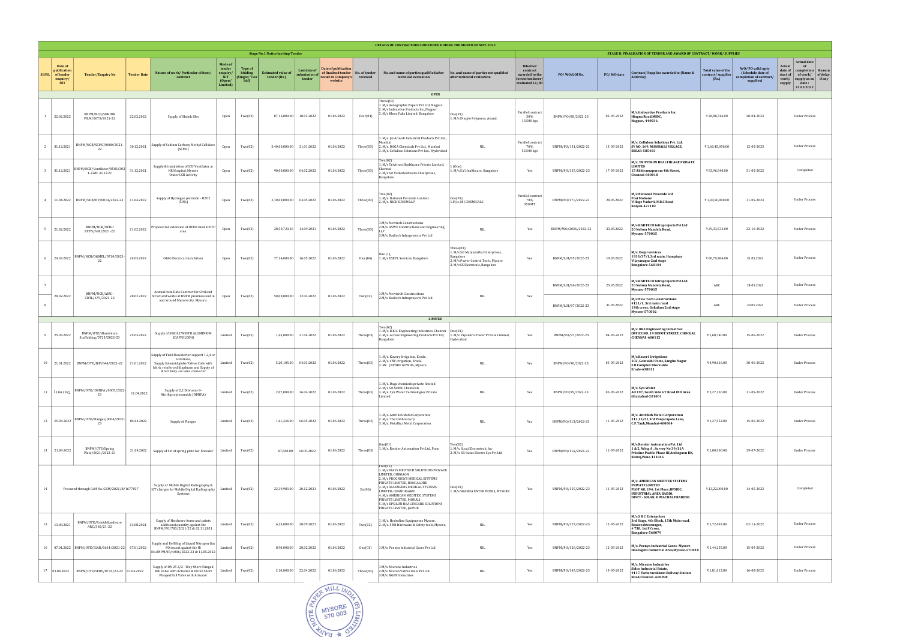# DETAILS OF CONTRACTORS CONCLUDED DURING THE MONTH OF MAY-2022

| Stage No.1 Notice Inviting Tender | | | | | | | | | | | | | STAGE II: FINALISATION OF TENDER AND AWARD OF CONTRACT/ WORK/ SUPPLIES | | | | | | | | |
|---|---|---|---|---|---|---|---|---|---|---|---|---|---|---|---|---|---|---|---|---|---|
| SI.NO. | Date of publication of tender enquiry/ NIT | Tender/Enquiry No | Tender Date | Nature of work/ Particular of item/ contract | Mode of tender enquiry/ NIT (Open/ Limited) | Type of bidding (Single/ Two bid) | Estimated value of tender (Rs.) | Last date of submission of tender | Date of publication of finalised tender result in Company's website | No. of tender received | No. and name of parties qualified after technical evaluation | No. and name of parties not qualified after technical evaluation | Whether contract awarded to the lowest tenderer/ evaluated L1/H1 | PO/ WO/LOI No. | PO/ WO date | Contract/ Supplies awarded to (Name & Address) | Total value of the contract/ supplies (Rs.) | WO/ PO valid upto (Schedule date of completion of contract/ supplies) | Actual date of start of work/ supply | Actual date of completion of work/ supply as on date : 31.05.2022 | Reason of delay, if any |
| **OPEN** | | | | | | | | | | | | | | | | | | | | | |
| 1 | 22.02.2022 | BNPM/NCB/SHRINK FILM/0673/2021-22 | 22.02.2022 | Supply of Shrink film | Open | Two(02) | 87,16,000.00 | 18.03.2022 | 01.06.2022 | Four(04) | Three(03) 1. M/s Aerographic Papers Pvt Ltd, Nagpur. 2. M/s Indovative Products Inc, Nagpur. 3. M/s Klene Paks Limited, Bangalore | One(01) 1. M/s Dimple Polymers, Anand. | Parallel contract 30% 13,500 kgs | BNPM/PO/88/2022-23 | 02-05-2022 | M/s.Indovative Products Inc Hingna Road,MIDC, Nagpur,-440036. | ₹ 28,88,746.00 | 20-04-2023 | Under Process | | |
| 2 | 31.12.2021 | BNPM/NCB/SCMC/0600/2021-22 | 30.12.2021 | Supply of Sodium Carboxy Methyl Cellulose (SCMC) | Open | Two(02) | 3,40,00,000.00 | 21.01.2022 | 01.06.2022 | Three(03) | 1. M/s. Jai Aravali Industrial Products Pvt Ltd., Mumbai 2. M/s. DAGA Chemicals Pvt Ltd., Mumbai 3. M/s. Cellulose Solutions Pvt. Ltd., Hyderabad | NIL | Parallel contract 70% 52,500 kgs | BNPM/PO/131/2022-23 | 13-05-2022 | M/s. Cellulose Solutions Pvt. Ltd. SY NO. 169, MANHALLI VILLAGE, BIDAR-585403 | ₹ 1,60,45,050.00 | 12-05-2023 | Under Process | | |
| 3 | 31.12.2021 | BNPM/NCB/Ventilator/0583/2021-22dt: 31.12.21 | 31.12.2021 | Supply & installation of ICU Ventilator at KR Hospital, Mysore Under CSR Activity | Open | Two(02) | 90,00,000.00 | 04.02.2022 | 01.06.2022 | Three(03) | Two(02) 1. M/s Trivitron Healthcare Private Limited, Chennai 2. M/s Sri Venkateshwara Enterprises, Bangalore | 1 (One) 1. M/s S.V.Healthcare, Bangalore | Yes | BNPM/PO/135/2022-23 | 17-05-2022 | M/s. TRIVITRON HEALTHCARE PRIVATE LIMITED 15 Abhiramapuram 4th Street, Chennai-600018 | ₹ 83,96,640.00 | 31-05-2022 | Completed | | |
| 4 | 11.04.2022 | BNPM/NCB/HP/0014/2022-23 | 11.04.2022 | Supply of Hydrogen peroxide - H2O2 (50%) | Open | Two(02) | 2,10,00,000.00 | 03.05.2022 | 01.06.2022 | Three(03) | Two(02) 1. M/s. National Peroxide Limited. 2. M/s. NICHECHEM LLP | One(01) 1.M/s. M J CHEMICALS | Parallel contract 70% 350 MT | BNPM/PO/171/2022-23 | 28.05.2022 | M/s.National Peroxide Ltd Post Mohone Village Vadavli, N.R.C Road Kalyan-421102 | ₹ 1,30,50,800.00 | 31-05-2023 | Under Process | | |
| 5 | 21.02.2022 | BNPM/NCB/UFRO EXTN/638/2021-22 | 21.02.2022 | Proposal for extension of UFRO shed at ETP area. | Open | Two(02) | 28,50,720.26 | 14.03.2021 | 01.06.2022 | Three(03) | 1.M/s. Newtech Constructions 2.M/s. ASWE Constructions and Engineering LLP 3.M/s. Kadtech Infraprojects Pvt Ltd | NIL | Yes | BNPM/WO/2026/2022-23 | 23.05.2022 | M/s.KADTECH Infraprojects Pvt Ltd 20 Nelson Mandela Road, Mysuru-570015 | ₹ 29,33,533.00 | 22-10-2022 | Under Process | | |
| 6 | 24.03.2022 | BNPM/NCB/O&MEL/0710/2021-22 | 24.03.2022 | O&M Electrical Installation | Open | Two(02) | 77,14,000.00 | 16.05.2022 | 01.06.2022 | Four(04) | One (1), 1. M/s ESEPL Services, Bangalore | Three(03) 1. M/s Sri Manjunatha Enterprises, Bangalore 2. M/s Power Control Tech , Mysore 3. M/s SS Electricals, Bangalore | Yes | BNPM/LOI/05/2022-23 | 19.05.2022 | M/s. Esepl services 3933/37/1,3rd main, Hampinar Vijayanagar 2nd stage Bangalore-560104 | ₹ 80,79,384.00 | 31.05.2023 | Under Process | | |
| 7 | 28.02.2022 | BNPM/NCB/ARC-CIVIL/679/2021-22 | 28.02.2022 | Annual Item Rate Contract for Civil and Structural works at BNPM premises and in and around Mysore city, Mysuru. | Open | Two(02) | 50,00,000.00 | 12.04.2022 | 01.06.2022 | Two(02) | 1.M/s. Newtech Constructions 2.M/s. Kadtech Infraprojects Pvt Ltd | NIL | Yes | BNPM/LOI/06/2022-23 | 25.05.2022 | M/s.KADTECH Infraprojects Pvt Ltd 20 Nelson Mandela Road, Mysuru-570015 | ARC | 24.05.2023 | Under Process | | |
| 8 | | | | | | | | | | | | | | BNPM/LOI/07/2022-23 | 31.05.2022 | M/s.New Tech Constructions #121/1, 3rd main road 13th cross, Gokulam 2nd stage Mysore-570002 | ARC | 30.05.2023 | Under Process | | |
| **LIMITED** | | | | | | | | | | | | | | | | | | | | | |
| 9 | 25.03.2022 | BNPM/OTE/Aluminium Scaffolding/0723/2022-23 | 25.03.2022 | Supply of SINGLE WIDTH ALUMINIUM SCAFFOLDING | Limited | Two(02) | 1,63,000.00 | 21.04.2022 | 01.06.2022 | Three(03) | Two(02) 1. M/s. R.K.S. Engineering Industries, Chennai 2. M/s. Access Engineering Products Pvt Ltd, Bangalore | One(01) 1. M/s. Vijaindra Power Private Limited, Hyderabad | Yes | BNPM/PO/97/2022-23 | 04-05-2022 | M/s. RKS Engineering Industries OFFICE NO. 19 DEPOT STREET, CHOOLAI, CHENNAI -600112 | ₹ 1,68,740.00 | 15-06-2022 | Under Process | | |
| 10 | 21.01.2022 | BNPM/OTE/IEP/644/2021-22 | 21.01.2022 | Supply of Field Deodorter support 1,2,4 or 6 stations, Supply Solenoid globe Valves Coils with fabric reinforced diaphram and Supply of direct bury -on wire connector | Limited | Two(02) | 5,20,105.00 | 04.03.2022 | 01.06.2022 | Three(03) | 1. M/s. Kavery Irrigation, Erode. 2. M/s. SMV Irrigation, Erode. 3. Mr. JAVARE GOWDA, Mysore. | NIL | Yes | BNPM/PO/98/2022-23 | 05-05-2022 | M/s.Kaveri Irrigations 102, Gomukhi Point, Sanghu Nagar E B Complex Block side Erode-638011 | ₹ 4,90,616.00 | 30-06-2022 | Under Process | | |
| 11 | 11.04.2022 | BNPM/OTE/ DBNPA /0005/2022-23 | 11.04.2022 | Supply of 2,2 Dibromo-3-Nitrilopropionamide (DBNPA) | Limited | Two(02) | 2,07,000.00 | 26.04.2022 | 01.06.2022 | Three(03) | 1. M/s. Daga chemicals private limited 2. M/s Sri Sakthi Chemicals 3. M/s. Syn Water Technologies Private Limited | NIL | Yes | BNPM/PO/99/2022-23 | 05-05-2022 | M/s. Syn Water AO 197, South Side GT Road IND Area Ghaziabad-201001 | ₹ 2,27,150.00 | 31-05-2022 | Under Process | | |
| 12 | 05.04.2022 | BNPM/OTE/Flanges/0004/2022-23 | 05.04.2022 | Supply of Flanges | Limited | Two(02) | 1,61,246.00 | 06.05.2022 | 01.06.2022 | Three(03) | 1. M/s. Amrilloh Metal Corporation 2. M/s. The Calibre Corp 3. M/s. Metallica Metal Corporation | NIL | Yes | BNPM/PO/113/2022-23 | 11-05-2022 | M/s. Amrilloh Metal Corporation 312,13/21,3rd Panjarapole Lane, C.P.Tank,Mumbai-400004 | ₹ 1,27,552.00 | 15-06-2022 | Under Process | | |
| 13 | 21.04.2022 | BNPM/OTE/Spring Plate/0021/2022-23 | 21.04.2022 | Supply of Set of spring plate for Encoder | Limited | Two(02) | 87,500.00 | 10.05.2022 | 01.06.2022 | Three(03) | One(01) 1. M/s. Render Automation Pvt Ltd, Pune | Two(02) 1. M/s. Suraj Electrotech. Inc 2. M/s. SR Indus Electro Sys Pvt Ltd | Yes | BNPM/PO/116/2022-23 | 11-05-2022 | M/s.Render Automation Pvt. Ltd 1 & 2, Wing A , Survey No 39/11A Pristine Pacific Phase III,Ambegaon BK, Katraj,Pune-411046 | ₹ 1,00,300.00 | 29-07-2022 | Under Process | | |
| 14 | Procured through GeM No. GEM/2021/B/1677037 | | | Supply of Mobile Digital Radiography & ICT charges for Mobile Digital Radiography Systems | Limited | Two(02) | 22,39,903.00 | 20.12.2021 | 01.06.2022 | Six(06) | Five(05) 1. M/s IRAYS MEDTECH SOLUTIONS PRIVATE LIMITED, GURGAON 2. M/s PROGNOSYS MEDICAL SYSTEMS PRIVATE LIMITED, BANGALORE 3. M/s ALLENGERS MEDICAL SYSTEMS LIMITED, CHANDIGARH 4. M/s AMERICAN MEDITEK SYSTEMS PRIVATE LIMITED, MOHALI 5. M/s EPSILON HEALTHCARE SOLUTIONS PRIVATE LIMITED, JAIPUR | One(01) 1. M/s SKANDA ENTERPRISES, MYSORE | Yes | BNPM/PO/125/2022-23 | 11-05-2022 | M/s. AMERICAN MEDITEK SYSTEMS PRIVATE LIMITED PLOT NO. 194, 1st Floor,HPSIDC, INDUSTRIAL AREA BADDI, DISTT - SOLAN, HIMACHAL PRADESH | ₹ 13,22,000.00 | 14-05-2022 | Completed | | |
| 15 | 13.08.2021 | BNPM/OTE/Paint&Hardware ARC/360/21-22 | 13.08.2021 | Supply of Hardware items and paints additional quantity against the BNPM/PO/783/2021-22 dt 02.11.2021 | Limited | Two(02) | 6,23,000.00 | 28.09.2021 | 01.06.2022 | Two(02) | 1. M/s. Hydroline Equipments Mysore. 2. M/s. SMB Hardware & Safety tools, Mysore. | NIL | Yes | BNPM/PO/127/2022-23 | 12-05-2022 | M/s.S R C Enterprises 3rd Stage, 4th Block, 15th Main road, Basaveshwaranagar, # 738, 1st F Cross, Bangalore-560079 | ₹ 1,72,492.00 | 02-11-2022 | Under Process | | |
| 16 | 07.01.2022 | BNPM/OTE/IGAR/0614/2021-22 | 07.01.2022 | Supply and Refilling of Liquid Nitrogen Gas PO issued against the IR No.BNPM/IR/4006/2022-23 dt 11.05.2022 | Limited | Two(02) | 8,90,000.00 | 28.02.2022 | 01.06.2022 | One(01) | 1.M/s. Poonya Industrial Gases Pvt Ltd | NIL | Yes | BNPM/PO/128/2022-23 | 12-05-2022 | M/s. Poonya Industrial Gases- Mysore Hootagalli Industrial Area,Mysore-570018 | ₹ 1,44,255.00 | 15-09-2022 | Under Process | | |
| 17 | 01.04.2022 | BNPM/OTE/SFBV/0734/21-22 | 01.04.2022 | Supply of DN 25 2/2 - Way Short Flanged Ball Valve with Actuator & DN 50 Short Flanged Ball Valve with Actuator | Limited | Two(02) | 2,10,000.00 | 22.04.2022 | 01.06.2022 | Three(03) | 1.M/s. Microne Industries 2.M/s. Microm Valves India Pvt Ltd 3.M/s. KGEN Industries | NIL | Yes | BNPM/PO/145/2022-23 | 19-05-2022 | M/s. Microne Industries Sidco Industrial Estate, #117, Pattaravakkam Railway Station Road,Chennai -600098 | ₹ 1,81,012.00 | 16-08-2022 | Under Process | | |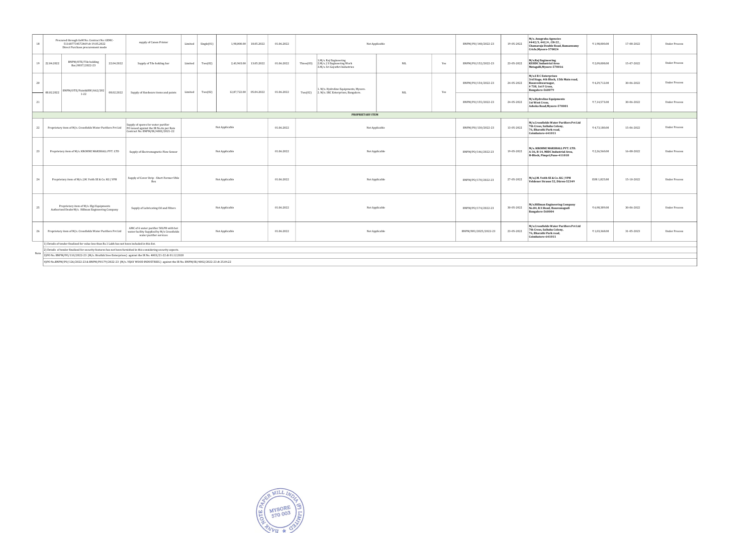| | | | | | | | | | | | | | | | | | | |
|---|---|---|---|---|---|---|---|---|---|---|---|---|---|---|---|---|---|---|
| 18 | Procured through GeM No. Contract No: GEMC-511687734572469 dt 19.05.2022 Direct Purchase procurement mode | | | supply of Canon Printer | Limited | Single(01) | 1,98,000.00 | 18.05.2022 | 01.06.2022 | Not Applicable | | | | BNPM/PO/148/2022-23 | 19-05-2022 | M/s. Anugraha Agencies #442/3, 442/4 , CH-22 , Chamaraja Double Road, Ramaswamy Cricle,Mysore-570024 | ₹ 1,98,000.00 | 17-08-2022 | Under Process |
| 19 | 22.04.2022 | BNPM/OTE/Tile holding Bar/0037/2022-23 | 22.04.2022 | Supply of Tile holding bar | Limited | Two(02) | 2,43,965.00 | 13.05.2022 | 01.06.2022 | Three(03) | 1.M/s. Raj Engineering 2.M/s. J S Engineering Work 3.M/s. Sri Gayathri industries | NIL | Yes | BNPM/PO/152/2022-23 | 23-05-2022 | M/s.Raj Engineering KSSIDC Industrial Area Metagalli,Mysore-570016 | ₹ 2,09,000.00 | 15-07-2022 | Under Process |
| 20 | 08.02.2022 | BNPM/OTE/Paint&HW/662/2021-22 | 08.02.2022 | Supply of Hardware items and paints | Limited | Two(02) | 12,87,722.00 | 05.04.2022 | 01.06.2022 | Two(02) | 1. M/s. Hydroline Equipments, Mysore. 2. M/s. SRC Enterprises, Bangalore. | NIL | Yes | BNPM/PO/154/2022-23 | 24-05-2022 | M/s.S R C Enterprises 3rd Stage, 4th Block, 15th Main road, Basaveshwaranagar, # 738, 1st F Cross, Bangalore-560079 | ₹ 4,29,712.00 | 30-06-2022 | Under Process |
| 21 | | | | | | | | | | | | | | BNPM/PO/155/2022-23 | 24-05-2022 | M/s.Hydroline Equipments 1st West Cross, Ashoka Road,Mysore-570001 | ₹ 7,14,573.00 | 30-06-2022 | Under Process |
| **PROPRIETARY ITEM** | | | | | | | | | | | | | | | | | | | |
| 22 | Proprietary item of M/s. Crossfields Water Purifiers Pvt Ltd | | | Supply of spares for water purifier PO issued against the IR No.As per Rate Contract No. BNPM/IR/4002/2021-22 | Not Applicable | | | | 01.06.2022 | Not Applicable | | | | BNPM/PO/130/2022-23 | 13-05-2022 | M/s.Crossfields Water Purifiers Pvt Ltd 7th Cross, Saibaba Colony, 76, Bharathi Park road, Coimbatore-641011 | ₹ 4,73,180.00 | 15-06-2022 | Under Process |
| 23 | Proprietary item of M/s. KROHNE MARSHALL PVT. LTD | | | Supply of Electromagnetic Flow Sensor | Not Applicable | | | | 01.06.2022 | Not Applicable | | | | BNPM/PO/146/2022-23 | 19-05-2022 | M/s. KROHNE MARSHALL PVT. LTD. A-36, B-14, MIDC Industrial Area, H-Block, Pimpri,Pune-411018 | ₹ 2,26,560.00 | 16-08-2022 | Under Process |
| 24 | Proprietary item of M/s. J.M. Voith SE & Co. KG \| VPH | | | Supply of Cover Strip - Short Former Uhle Box | Not Applicable | | | | 01.06.2022 | Not Applicable | | | | BNPM/PO/170/2022-23 | 27-05-2022 | M/s.J.M. Voith SE & Co. KG \| VPH Veldener Strasse 52, Düren-52349 | EUR 1,825.00 | 15-10-2022 | Under Process |
| 25 | Proprietary item of M/s. Elgi Equipments Authorised DealerM/s. Hillman Engineering Company | | | Supply of Lubricating Oil and Filters | Not Applicable | | | | 01.06.2022 | Not Applicable | | | | BNPM/PO/174/2022-23 | 30-05-2022 | M/s.Hillman Engineering Company No.84, R.V. Road, Basavanagudi Bangalore-560004 | ₹ 6,98,309.00 | 30-06-2022 | Under Process |
| 26 | Proprietary item of M/s. Crossfields Water Purifiers Pvt Ltd | | | AMC of 6 water purifier 50LPH with hot water facility Supplied by M/s Crossfields water purifier services | Not Applicable | | | | 01.06.2022 | Not Applicable | | | | BNPM/WO/2025/2022-23 | 23-05-2022 | M/s.Crossfields Water Purifiers Pvt Ltd 7th Cross, Saibaba Colony, 76, Bharathi Park road, Coimbatore-641011 | ₹ 1,03,368.00 | 31-05-2023 | Under Process |

Note

1) Details of tender finalized for value less than Rs.1 Lakh has not been included in this list.

2) Details of tender finalized for security features has not been furnished in this considering security aspects.

3)PO No. BNPM/PO/110/2022-23 (M/s. Hruthik Sree Enterprises) against the IR No. 4003/21-22 dt 01.12.2020

4)PO No.BNPM/PO/126/2022-23 & BNPM/PO179/2022-23 (M/s. VIJAY WOOD INDUSTRIES.) against the IR No. BNPM/IR/4002/2022-23 dt 25.04.22